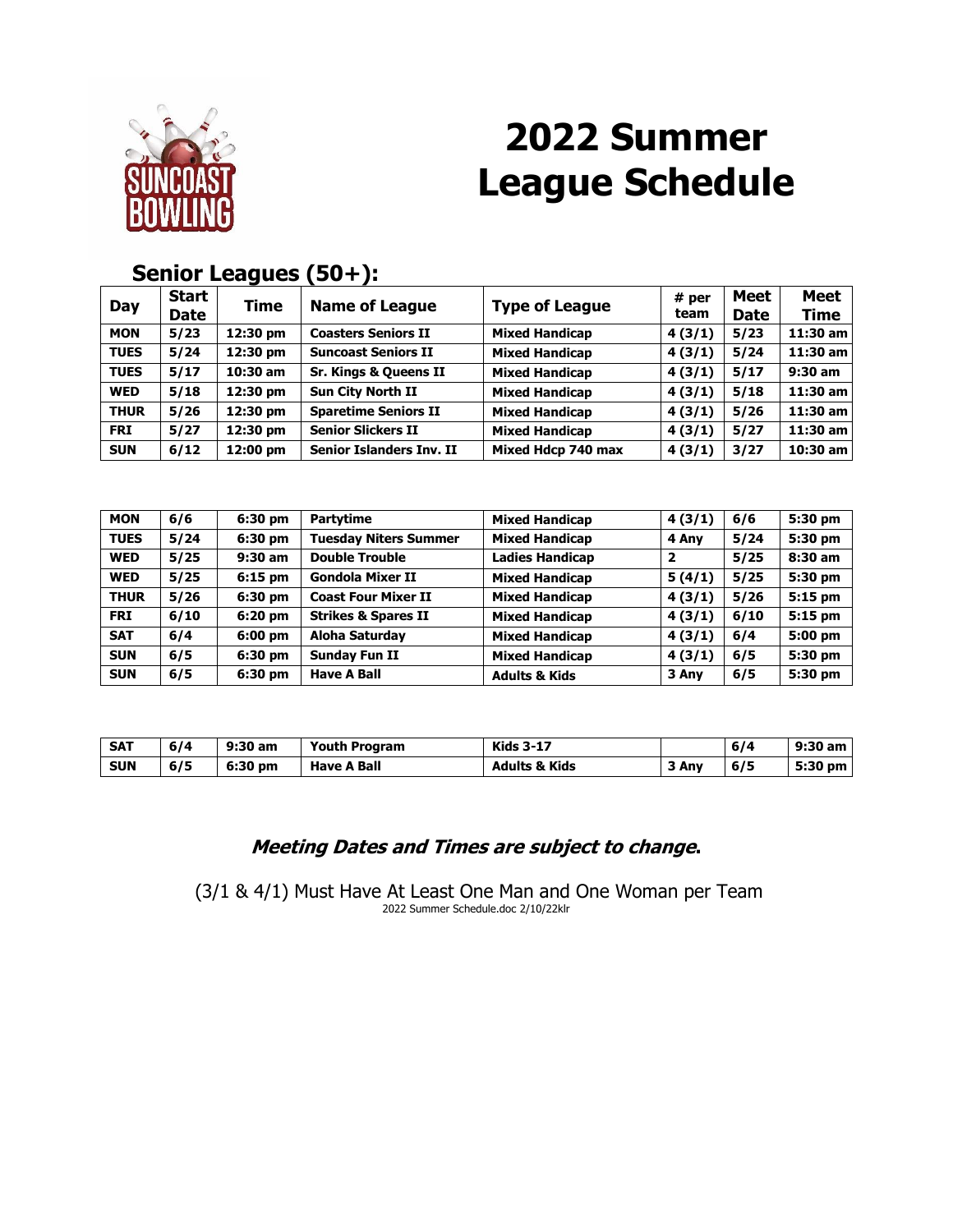# 2022 Summer League Schedule

## Senior Leagues (50+):

| Day | Start Date | Time | Name of League | Type of League | # per team | Meet Date | Meet Time |
|---|---|---|---|---|---|---|---|
| MON | 5/23 | 12:30 pm | Coasters Seniors II | Mixed Handicap | 4 (3/1) | 5/23 | 11:30 am |
| TUES | 5/24 | 12:30 pm | Suncoast Seniors II | Mixed Handicap | 4 (3/1) | 5/24 | 11:30 am |
| TUES | 5/17 | 10:30 am | Sr. Kings & Queens II | Mixed Handicap | 4 (3/1) | 5/17 | 9:30 am |
| WED | 5/18 | 12:30 pm | Sun City North II | Mixed Handicap | 4 (3/1) | 5/18 | 11:30 am |
| THUR | 5/26 | 12:30 pm | Sparetime Seniors II | Mixed Handicap | 4 (3/1) | 5/26 | 11:30 am |
| FRI | 5/27 | 12:30 pm | Senior Slickers II | Mixed Handicap | 4 (3/1) | 5/27 | 11:30 am |
| SUN | 6/12 | 12:00 pm | Senior Islanders Inv. II | Mixed Hdcp 740 max | 4 (3/1) | 3/27 | 10:30 am |

| Day | Start Date | Time | Name of League | Type of League | # per team | Meet Date | Meet Time |
|---|---|---|---|---|---|---|---|
| MON | 6/6 | 6:30 pm | Partytime | Mixed Handicap | 4 (3/1) | 6/6 | 5:30 pm |
| TUES | 5/24 | 6:30 pm | Tuesday Niters Summer | Mixed Handicap | 4 Any | 5/24 | 5:30 pm |
| WED | 5/25 | 9:30 am | Double Trouble | Ladies Handicap | 2 | 5/25 | 8:30 am |
| WED | 5/25 | 6:15 pm | Gondola Mixer II | Mixed Handicap | 5 (4/1) | 5/25 | 5:30 pm |
| THUR | 5/26 | 6:30 pm | Coast Four Mixer II | Mixed Handicap | 4 (3/1) | 5/26 | 5:15 pm |
| FRI | 6/10 | 6:20 pm | Strikes & Spares II | Mixed Handicap | 4 (3/1) | 6/10 | 5:15 pm |
| SAT | 6/4 | 6:00 pm | Aloha Saturday | Mixed Handicap | 4 (3/1) | 6/4 | 5:00 pm |
| SUN | 6/5 | 6:30 pm | Sunday Fun II | Mixed Handicap | 4 (3/1) | 6/5 | 5:30 pm |
| SUN | 6/5 | 6:30 pm | Have A Ball | Adults & Kids | 3 Any | 6/5 | 5:30 pm |

| Day | Start Date | Time | Name of League | Type of League | # per team | Meet Date | Meet Time |
|---|---|---|---|---|---|---|---|
| SAT | 6/4 | 9:30 am | Youth Program | Kids 3-17 | | 6/4 | 9:30 am |
| SUN | 6/5 | 6:30 pm | Have A Ball | Adults & Kids | 3 Any | 6/5 | 5:30 pm |

***Meeting Dates and Times are subject to change.***

(3/1 & 4/1) Must Have At Least One Man and One Woman per Team

2022 Summer Schedule.doc 2/10/22klr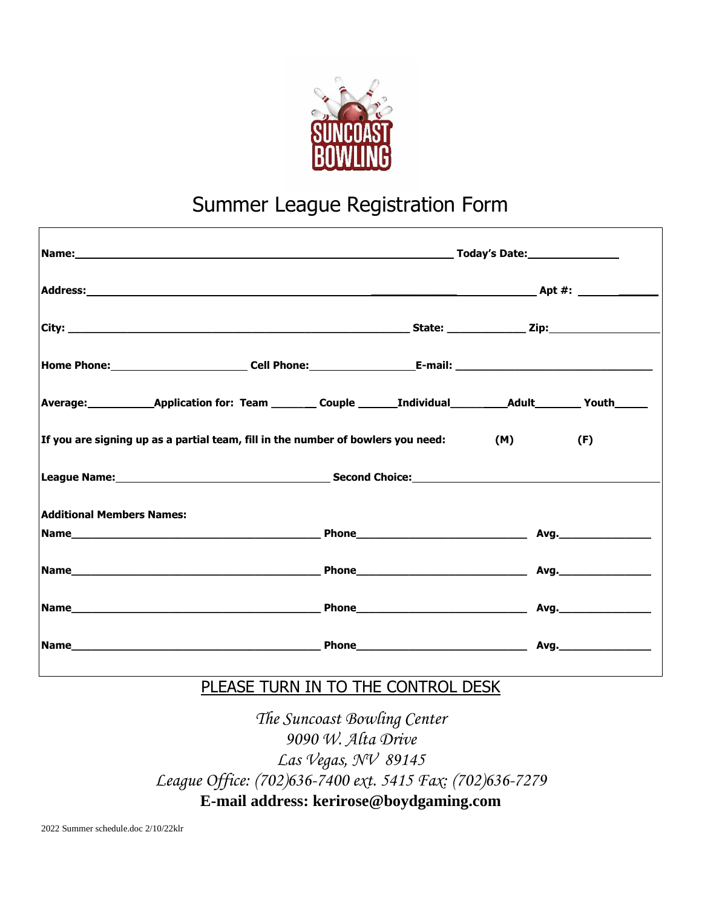SUNCOAST BOWLING

# Summer League Registration Form

**Name:**\_\_\_\_\_\_\_\_\_\_\_\_\_\_\_\_\_\_\_\_\_\_\_\_\_\_\_\_\_\_\_\_\_\_\_\_\_\_\_\_\_\_\_\_\_\_\_\_\_ **Today's Date:**\_\_\_\_\_\_\_\_\_\_\_\_\_\_\_

**Address:**\_\_\_\_\_\_\_\_\_\_\_\_\_\_\_\_\_\_\_\_\_\_\_\_\_\_\_\_\_\_\_\_\_\_\_\_\_\_\_\_\_\_\_\_\_\_\_\_\_\_\_\_\_\_\_\_\_\_ **Apt #:** \_\_\_\_\_\_\_\_\_\_\_

**City:** \_\_\_\_\_\_\_\_\_\_\_\_\_\_\_\_\_\_\_\_\_\_\_\_\_\_\_\_\_\_\_\_\_\_\_\_\_\_\_\_\_\_\_\_\_\_\_\_\_\_\_\_\_\_ **State:** \_\_\_\_\_\_\_\_\_\_\_\_\_ **Zip:**\_\_\_\_\_\_\_\_\_\_\_\_\_\_\_\_\_\_

**Home Phone:**\_\_\_\_\_\_\_\_\_\_\_\_\_\_\_\_\_\_\_\_\_\_\_ **Cell Phone:**\_\_\_\_\_\_\_\_\_\_\_\_\_\_\_\_\_\_**E-mail:** \_\_\_\_\_\_\_\_\_\_\_\_\_\_\_\_\_\_\_\_\_\_\_\_\_\_\_\_\_\_\_\_

**Average:**\_\_\_\_\_\_\_\_\_\_\_**Application for: Team** \_\_\_\_\_\_\_\_ **Couple** \_\_\_\_\_\_\_**Individual**\_\_\_\_\_\_\_\_\_\_**Adult**\_\_\_\_\_\_\_\_ **Youth**\_\_\_\_\_\_

**If you are signing up as a partial team, fill in the number of bowlers you need: (M) (F)**

**League Name:**\_\_\_\_\_\_\_\_\_\_\_\_\_\_\_\_\_\_\_\_\_\_\_\_\_\_\_\_\_\_\_\_\_\_\_\_\_ **Second Choice:**\_\_\_\_\_\_\_\_\_\_\_\_\_\_\_\_\_\_\_\_\_\_\_\_\_\_\_\_\_\_\_\_\_\_\_\_\_\_\_\_\_\_

**Additional Members Names:**

**Name**\_\_\_\_\_\_\_\_\_\_\_\_\_\_\_\_\_\_\_\_\_\_\_\_\_\_\_\_\_\_\_\_\_\_\_\_\_\_\_\_\_\_ **Phone**\_\_\_\_\_\_\_\_\_\_\_\_\_\_\_\_\_\_\_\_\_\_\_\_\_\_\_\_\_ **Avg.**\_\_\_\_\_\_\_\_\_\_\_\_\_\_\_\_

**Name**\_\_\_\_\_\_\_\_\_\_\_\_\_\_\_\_\_\_\_\_\_\_\_\_\_\_\_\_\_\_\_\_\_\_\_\_\_\_\_\_\_\_ **Phone**\_\_\_\_\_\_\_\_\_\_\_\_\_\_\_\_\_\_\_\_\_\_\_\_\_\_\_\_\_ **Avg.**\_\_\_\_\_\_\_\_\_\_\_\_\_\_\_\_

**Name**\_\_\_\_\_\_\_\_\_\_\_\_\_\_\_\_\_\_\_\_\_\_\_\_\_\_\_\_\_\_\_\_\_\_\_\_\_\_\_\_\_\_ **Phone**\_\_\_\_\_\_\_\_\_\_\_\_\_\_\_\_\_\_\_\_\_\_\_\_\_\_\_\_\_ **Avg.**\_\_\_\_\_\_\_\_\_\_\_\_\_\_\_\_

**Name**\_\_\_\_\_\_\_\_\_\_\_\_\_\_\_\_\_\_\_\_\_\_\_\_\_\_\_\_\_\_\_\_\_\_\_\_\_\_\_\_\_\_ **Phone**\_\_\_\_\_\_\_\_\_\_\_\_\_\_\_\_\_\_\_\_\_\_\_\_\_\_\_\_\_ **Avg.**\_\_\_\_\_\_\_\_\_\_\_\_\_\_\_\_

PLEASE TURN IN TO THE CONTROL DESK

*The Suncoast Bowling Center*
*9090 W. Alta Drive*
*Las Vegas, NV 89145*
*League Office: (702)636-7400 ext. 5415 Fax: (702)636-7279*
**E-mail address: kerirose@boydgaming.com**

2022 Summer schedule.doc 2/10/22klr